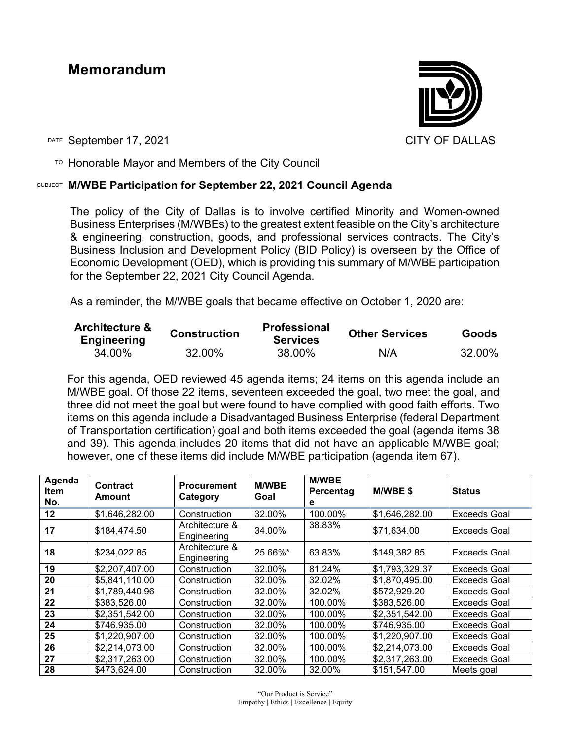# Memorandum

CITY OF DALLAS

DATE September 17, 2021

TO Honorable Mayor and Members of the City Council

SUBJECT **M/WBE Participation for September 22, 2021 Council Agenda**

The policy of the City of Dallas is to involve certified Minority and Women-owned Business Enterprises (M/WBEs) to the greatest extent feasible on the City's architecture & engineering, construction, goods, and professional services contracts. The City's Business Inclusion and Development Policy (BID Policy) is overseen by the Office of Economic Development (OED), which is providing this summary of M/WBE participation for the September 22, 2021 City Council Agenda.

As a reminder, the M/WBE goals that became effective on October 1, 2020 are:

| Architecture & Engineering | Construction | Professional Services | Other Services | Goods |
|---|---|---|---|---|
| 34.00% | 32.00% | 38.00% | N/A | 32.00% |

For this agenda, OED reviewed 45 agenda items; 24 items on this agenda include an M/WBE goal. Of those 22 items, seventeen exceeded the goal, two meet the goal, and three did not meet the goal but were found to have complied with good faith efforts. Two items on this agenda include a Disadvantaged Business Enterprise (federal Department of Transportation certification) goal and both items exceeded the goal (agenda items 38 and 39). This agenda includes 20 items that did not have an applicable M/WBE goal; however, one of these items did include M/WBE participation (agenda item 67).

| Agenda Item No. | Contract Amount | Procurement Category | M/WBE Goal | M/WBE Percentage | M/WBE $ | Status |
|---|---|---|---|---|---|---|
| 12 | $1,646,282.00 | Construction | 32.00% | 100.00% | $1,646,282.00 | Exceeds Goal |
| 17 | $184,474.50 | Architecture & Engineering | 34.00% | 38.83% | $71,634.00 | Exceeds Goal |
| 18 | $234,022.85 | Architecture & Engineering | 25.66%* | 63.83% | $149,382.85 | Exceeds Goal |
| 19 | $2,207,407.00 | Construction | 32.00% | 81.24% | $1,793,329.37 | Exceeds Goal |
| 20 | $5,841,110.00 | Construction | 32.00% | 32.02% | $1,870,495.00 | Exceeds Goal |
| 21 | $1,789,440.96 | Construction | 32.00% | 32.02% | $572,929.20 | Exceeds Goal |
| 22 | $383,526.00 | Construction | 32.00% | 100.00% | $383,526.00 | Exceeds Goal |
| 23 | $2,351,542.00 | Construction | 32.00% | 100.00% | $2,351,542.00 | Exceeds Goal |
| 24 | $746,935.00 | Construction | 32.00% | 100.00% | $746,935.00 | Exceeds Goal |
| 25 | $1,220,907.00 | Construction | 32.00% | 100.00% | $1,220,907.00 | Exceeds Goal |
| 26 | $2,214,073.00 | Construction | 32.00% | 100.00% | $2,214,073.00 | Exceeds Goal |
| 27 | $2,317,263.00 | Construction | 32.00% | 100.00% | $2,317,263.00 | Exceeds Goal |
| 28 | $473,624.00 | Construction | 32.00% | 32.00% | $151,547.00 | Meets goal |

"Our Product is Service"
Empathy | Ethics | Excellence | Equity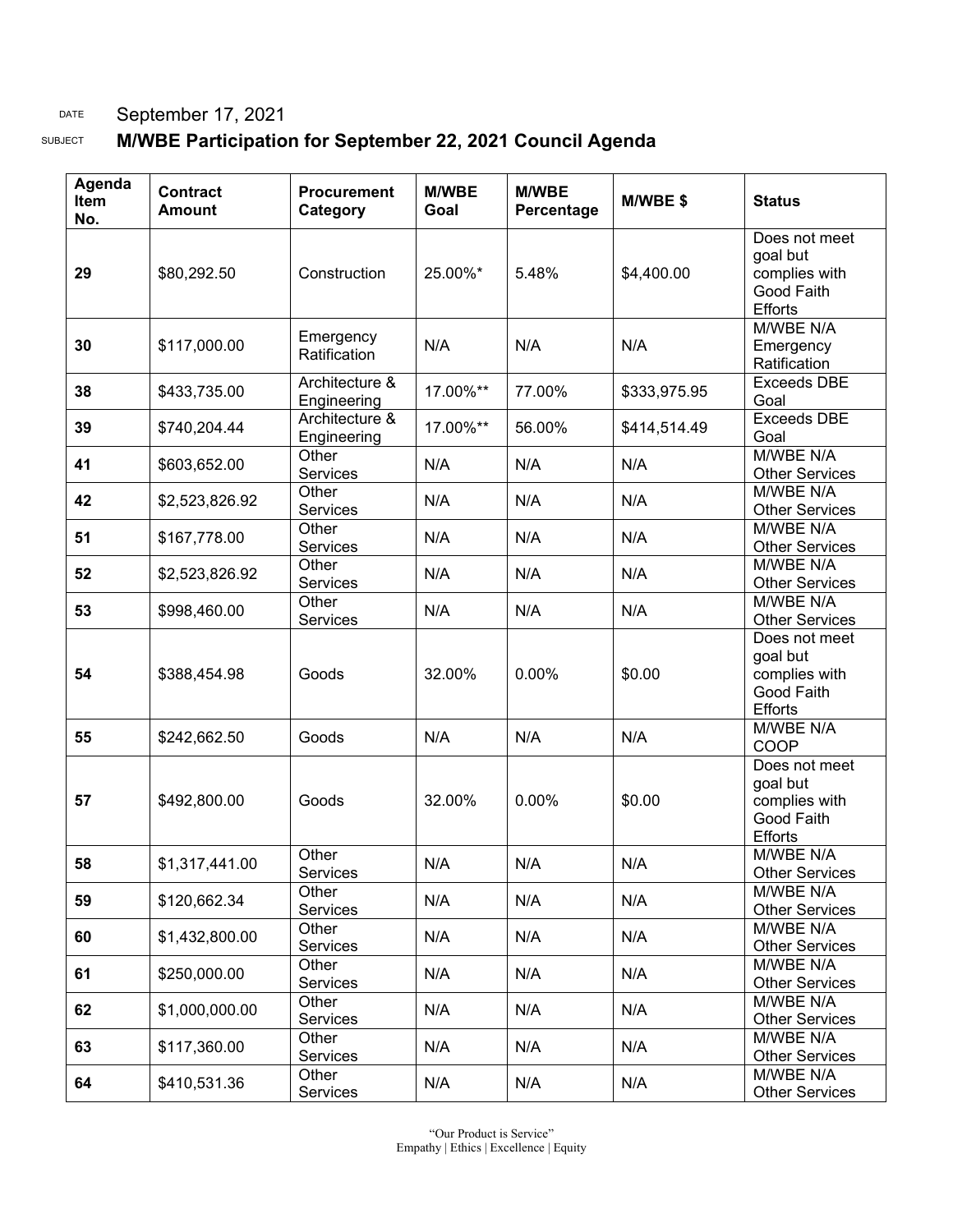DATE September 17, 2021

SUBJECT **M/WBE Participation for September 22, 2021 Council Agenda**

| Agenda Item No. | Contract Amount | Procurement Category | M/WBE Goal | M/WBE Percentage | M/WBE $ | Status |
|---|---|---|---|---|---|---|
| 29 | $80,292.50 | Construction | 25.00%* | 5.48% | $4,400.00 | Does not meet goal but complies with Good Faith Efforts |
| 30 | $117,000.00 | Emergency Ratification | N/A | N/A | N/A | M/WBE N/A Emergency Ratification |
| 38 | $433,735.00 | Architecture & Engineering | 17.00%** | 77.00% | $333,975.95 | Exceeds DBE Goal |
| 39 | $740,204.44 | Architecture & Engineering | 17.00%** | 56.00% | $414,514.49 | Exceeds DBE Goal |
| 41 | $603,652.00 | Other Services | N/A | N/A | N/A | M/WBE N/A Other Services |
| 42 | $2,523,826.92 | Other Services | N/A | N/A | N/A | M/WBE N/A Other Services |
| 51 | $167,778.00 | Other Services | N/A | N/A | N/A | M/WBE N/A Other Services |
| 52 | $2,523,826.92 | Other Services | N/A | N/A | N/A | M/WBE N/A Other Services |
| 53 | $998,460.00 | Other Services | N/A | N/A | N/A | M/WBE N/A Other Services |
| 54 | $388,454.98 | Goods | 32.00% | 0.00% | $0.00 | Does not meet goal but complies with Good Faith Efforts |
| 55 | $242,662.50 | Goods | N/A | N/A | N/A | M/WBE N/A COOP |
| 57 | $492,800.00 | Goods | 32.00% | 0.00% | $0.00 | Does not meet goal but complies with Good Faith Efforts |
| 58 | $1,317,441.00 | Other Services | N/A | N/A | N/A | M/WBE N/A Other Services |
| 59 | $120,662.34 | Other Services | N/A | N/A | N/A | M/WBE N/A Other Services |
| 60 | $1,432,800.00 | Other Services | N/A | N/A | N/A | M/WBE N/A Other Services |
| 61 | $250,000.00 | Other Services | N/A | N/A | N/A | M/WBE N/A Other Services |
| 62 | $1,000,000.00 | Other Services | N/A | N/A | N/A | M/WBE N/A Other Services |
| 63 | $117,360.00 | Other Services | N/A | N/A | N/A | M/WBE N/A Other Services |
| 64 | $410,531.36 | Other Services | N/A | N/A | N/A | M/WBE N/A Other Services |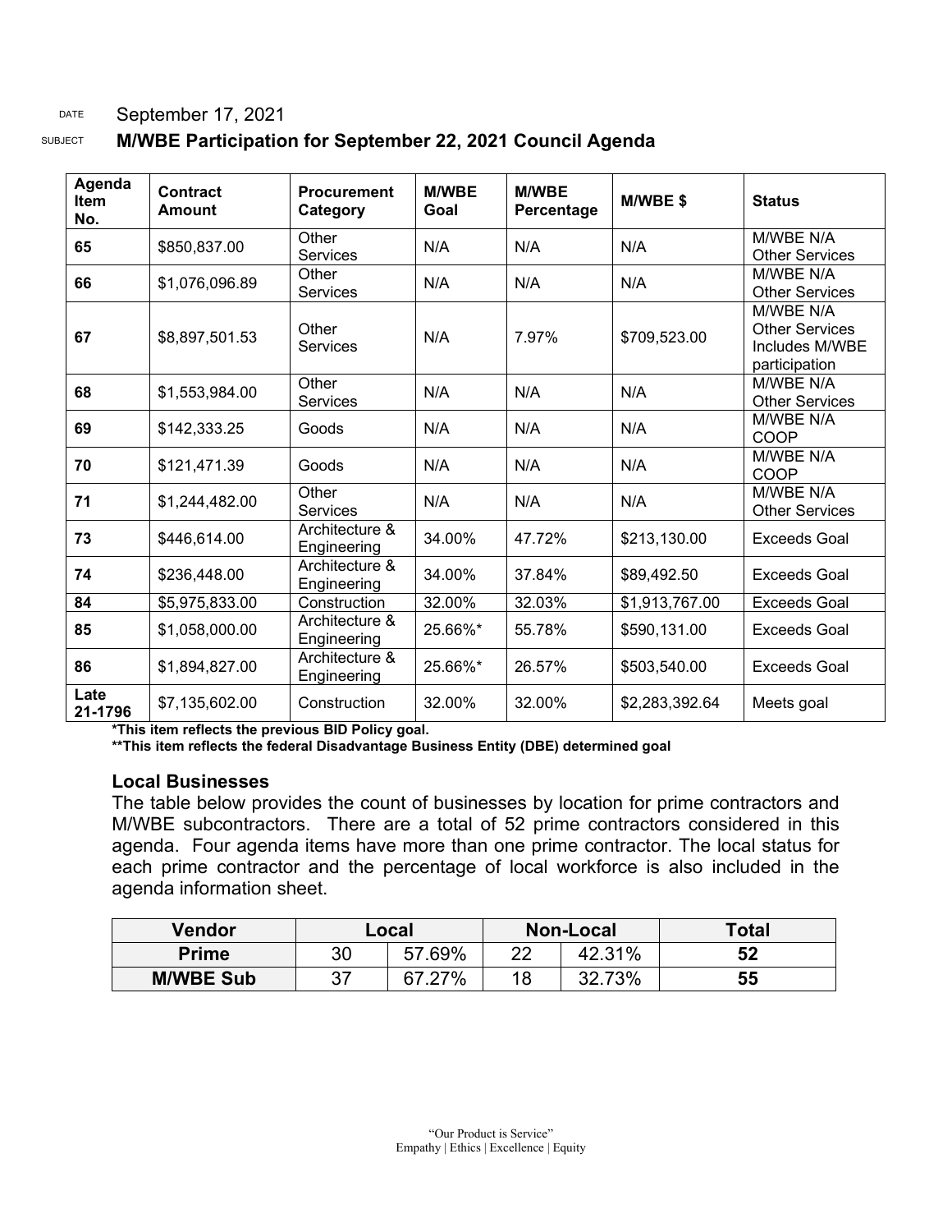DATE September 17, 2021

SUBJECT **M/WBE Participation for September 22, 2021 Council Agenda**

| Agenda Item No. | Contract Amount | Procurement Category | M/WBE Goal | M/WBE Percentage | M/WBE $ | Status |
|---|---|---|---|---|---|---|
| **65** | $850,837.00 | Other Services | N/A | N/A | N/A | M/WBE N/A Other Services |
| **66** | $1,076,096.89 | Other Services | N/A | N/A | N/A | M/WBE N/A Other Services |
| **67** | $8,897,501.53 | Other Services | N/A | 7.97% | $709,523.00 | M/WBE N/A Other Services Includes M/WBE participation |
| **68** | $1,553,984.00 | Other Services | N/A | N/A | N/A | M/WBE N/A Other Services |
| **69** | $142,333.25 | Goods | N/A | N/A | N/A | M/WBE N/A COOP |
| **70** | $121,471.39 | Goods | N/A | N/A | N/A | M/WBE N/A COOP |
| **71** | $1,244,482.00 | Other Services | N/A | N/A | N/A | M/WBE N/A Other Services |
| **73** | $446,614.00 | Architecture & Engineering | 34.00% | 47.72% | $213,130.00 | Exceeds Goal |
| **74** | $236,448.00 | Architecture & Engineering | 34.00% | 37.84% | $89,492.50 | Exceeds Goal |
| **84** | $5,975,833.00 | Construction | 32.00% | 32.03% | $1,913,767.00 | Exceeds Goal |
| **85** | $1,058,000.00 | Architecture & Engineering | 25.66%* | 55.78% | $590,131.00 | Exceeds Goal |
| **86** | $1,894,827.00 | Architecture & Engineering | 25.66%* | 26.57% | $503,540.00 | Exceeds Goal |
| **Late 21-1796** | $7,135,602.00 | Construction | 32.00% | 32.00% | $2,283,392.64 | Meets goal |

**\*This item reflects the previous BID Policy goal.**

**\*\*This item reflects the federal Disadvantage Business Entity (DBE) determined goal**

### Local Businesses

The table below provides the count of businesses by location for prime contractors and M/WBE subcontractors. There are a total of 52 prime contractors considered in this agenda. Four agenda items have more than one prime contractor. The local status for each prime contractor and the percentage of local workforce is also included in the agenda information sheet.

| Vendor | Local | | Non-Local | | Total |
|---|---|---|---|---|---|
| **Prime** | 30 | 57.69% | 22 | 42.31% | **52** |
| **M/WBE Sub** | 37 | 67.27% | 18 | 32.73% | **55** |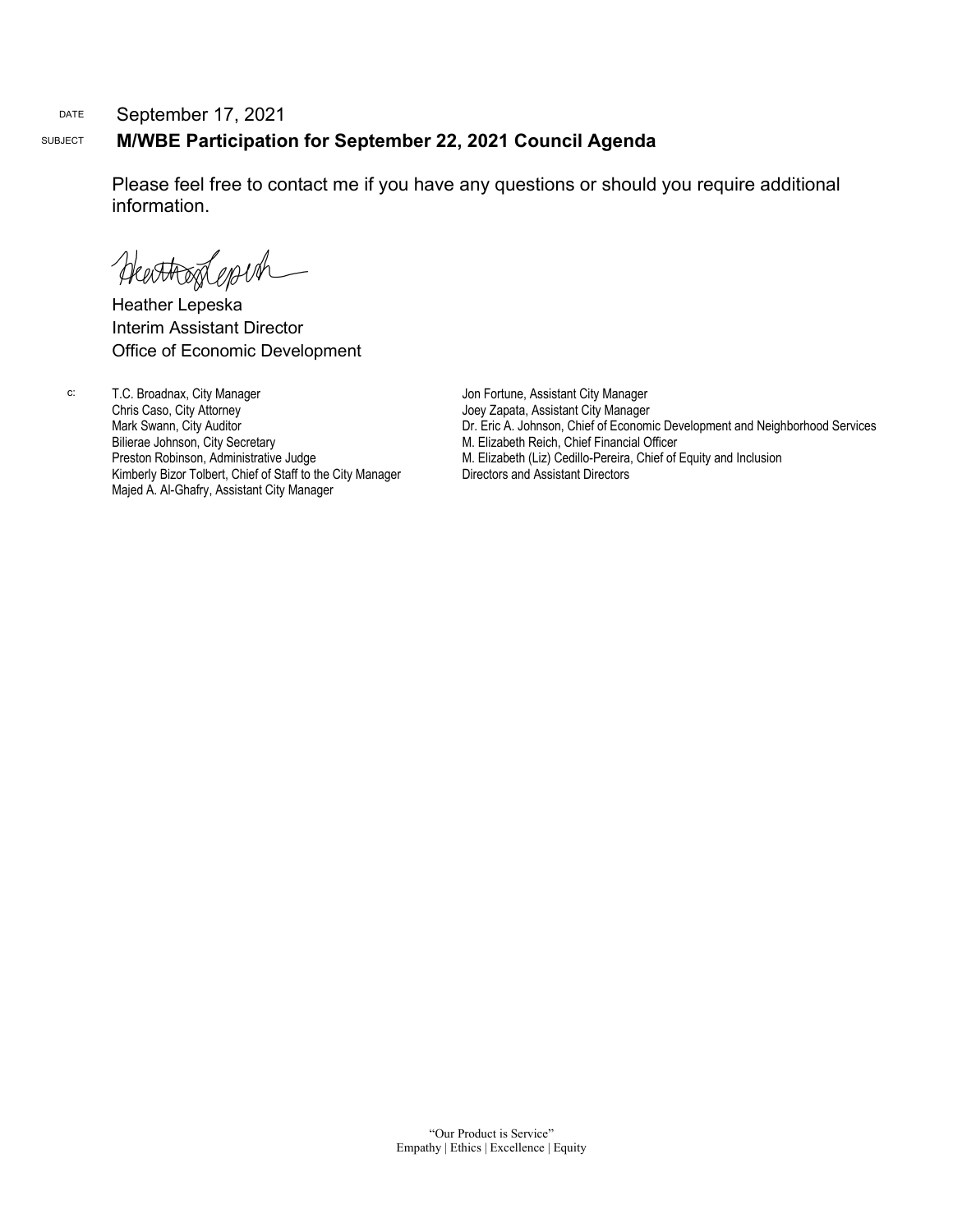DATE September 17, 2021

SUBJECT **M/WBE Participation for September 22, 2021 Council Agenda**

Please feel free to contact me if you have any questions or should you require additional information.

Heather Lepeska
Interim Assistant Director
Office of Economic Development

c: T.C. Broadnax, City Manager
Chris Caso, City Attorney
Mark Swann, City Auditor
Bilierae Johnson, City Secretary
Preston Robinson, Administrative Judge
Kimberly Bizor Tolbert, Chief of Staff to the City Manager
Majed A. Al-Ghafry, Assistant City Manager
Jon Fortune, Assistant City Manager
Joey Zapata, Assistant City Manager
Dr. Eric A. Johnson, Chief of Economic Development and Neighborhood Services
M. Elizabeth Reich, Chief Financial Officer
M. Elizabeth (Liz) Cedillo-Pereira, Chief of Equity and Inclusion
Directors and Assistant Directors

"Our Product is Service"
Empathy | Ethics | Excellence | Equity